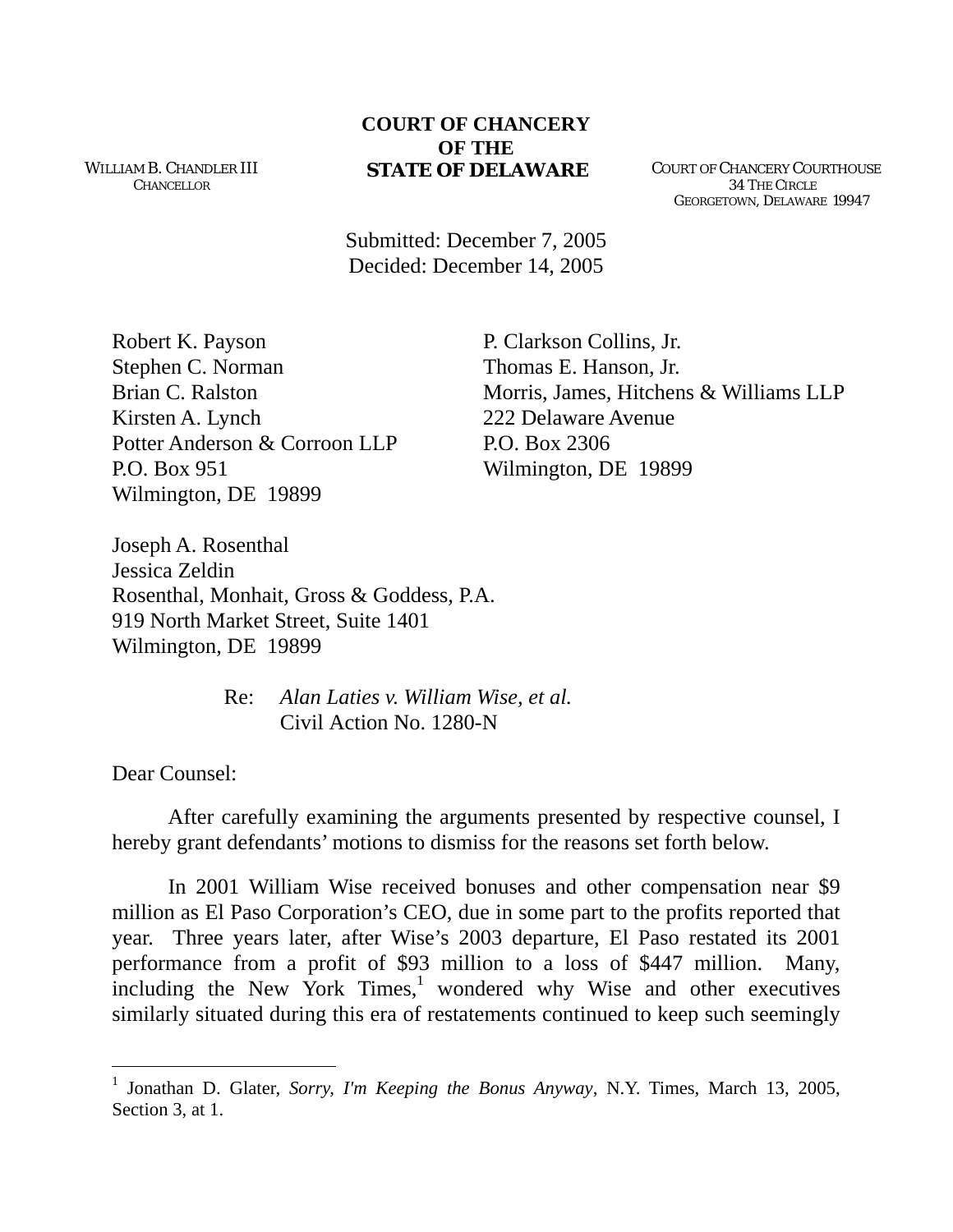WILLIAM B. CHANDLER III
CHANCELLOR

**COURT OF CHANCERY**
**OF THE**
**STATE OF DELAWARE**

COURT OF CHANCERY COURTHOUSE
34 THE CIRCLE
GEORGETOWN, DELAWARE 19947

Submitted: December 7, 2005
Decided: December 14, 2005

Robert K. Payson
Stephen C. Norman
Brian C. Ralston
Kirsten A. Lynch
Potter Anderson & Corroon LLP
P.O. Box 951
Wilmington, DE 19899

P. Clarkson Collins, Jr.
Thomas E. Hanson, Jr.
Morris, James, Hitchens & Williams LLP
222 Delaware Avenue
P.O. Box 2306
Wilmington, DE 19899

Joseph A. Rosenthal
Jessica Zeldin
Rosenthal, Monhait, Gross & Goddess, P.A.
919 North Market Street, Suite 1401
Wilmington, DE 19899

Re: *Alan Laties v. William Wise, et al.*
Civil Action No. 1280-N

Dear Counsel:

After carefully examining the arguments presented by respective counsel, I hereby grant defendants' motions to dismiss for the reasons set forth below.

In 2001 William Wise received bonuses and other compensation near $9 million as El Paso Corporation's CEO, due in some part to the profits reported that year. Three years later, after Wise's 2003 departure, El Paso restated its 2001 performance from a profit of $93 million to a loss of $447 million. Many, including the New York Times,[1] wondered why Wise and other executives similarly situated during this era of restatements continued to keep such seemingly

[1] Jonathan D. Glater, *Sorry, I'm Keeping the Bonus Anyway*, N.Y. Times, March 13, 2005, Section 3, at 1.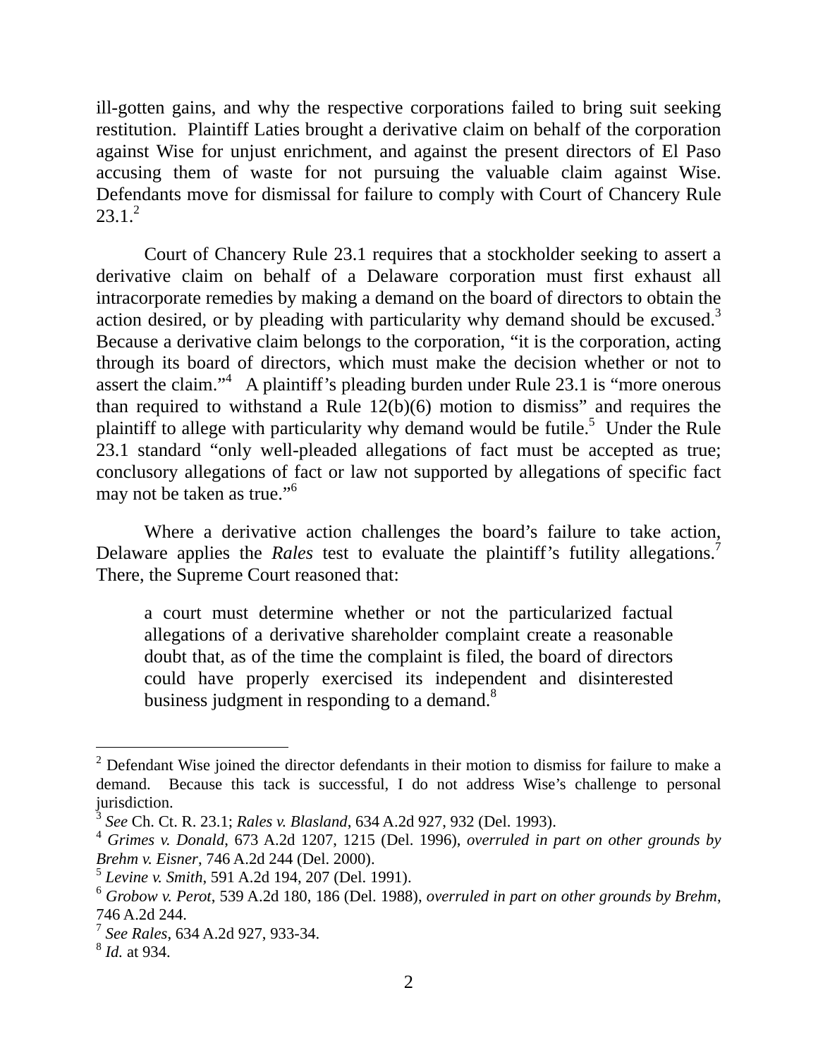ill-gotten gains, and why the respective corporations failed to bring suit seeking restitution. Plaintiff Laties brought a derivative claim on behalf of the corporation against Wise for unjust enrichment, and against the present directors of El Paso accusing them of waste for not pursuing the valuable claim against Wise. Defendants move for dismissal for failure to comply with Court of Chancery Rule 23.1.[2]

Court of Chancery Rule 23.1 requires that a stockholder seeking to assert a derivative claim on behalf of a Delaware corporation must first exhaust all intracorporate remedies by making a demand on the board of directors to obtain the action desired, or by pleading with particularity why demand should be excused.[3] Because a derivative claim belongs to the corporation, "it is the corporation, acting through its board of directors, which must make the decision whether or not to assert the claim."[4] A plaintiff's pleading burden under Rule 23.1 is "more onerous than required to withstand a Rule 12(b)(6) motion to dismiss" and requires the plaintiff to allege with particularity why demand would be futile.[5] Under the Rule 23.1 standard "only well-pleaded allegations of fact must be accepted as true; conclusory allegations of fact or law not supported by allegations of specific fact may not be taken as true."[6]

Where a derivative action challenges the board's failure to take action, Delaware applies the *Rales* test to evaluate the plaintiff's futility allegations.[7] There, the Supreme Court reasoned that:

> a court must determine whether or not the particularized factual allegations of a derivative shareholder complaint create a reasonable doubt that, as of the time the complaint is filed, the board of directors could have properly exercised its independent and disinterested business judgment in responding to a demand.[8]

---

[2] Defendant Wise joined the director defendants in their motion to dismiss for failure to make a demand. Because this tack is successful, I do not address Wise's challenge to personal jurisdiction.

[3] *See* Ch. Ct. R. 23.1; *Rales v. Blasland*, 634 A.2d 927, 932 (Del. 1993).

[4] *Grimes v. Donald*, 673 A.2d 1207, 1215 (Del. 1996), *overruled in part on other grounds by Brehm v. Eisner*, 746 A.2d 244 (Del. 2000).

[5] *Levine v. Smith*, 591 A.2d 194, 207 (Del. 1991).

[6] *Grobow v. Perot*, 539 A.2d 180, 186 (Del. 1988), *overruled in part on other grounds by Brehm*, 746 A.2d 244.

[7] *See Rales*, 634 A.2d 927, 933-34.

[8] *Id.* at 934.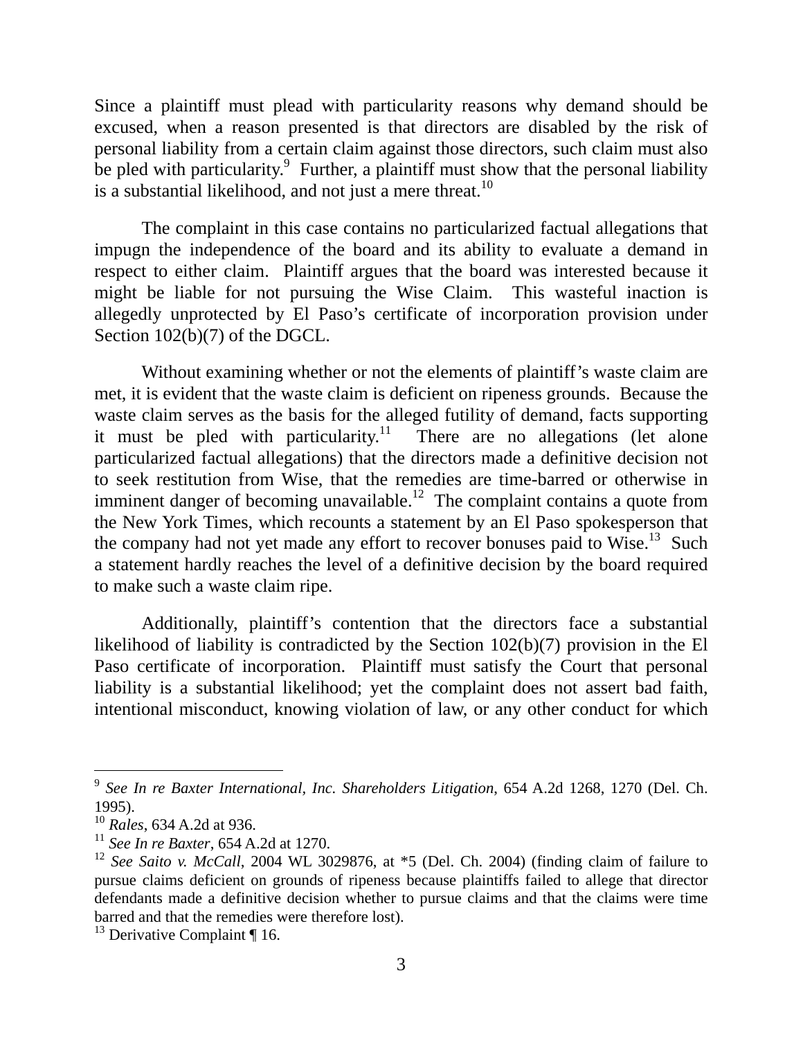Since a plaintiff must plead with particularity reasons why demand should be excused, when a reason presented is that directors are disabled by the risk of personal liability from a certain claim against those directors, such claim must also be pled with particularity.[9] Further, a plaintiff must show that the personal liability is a substantial likelihood, and not just a mere threat.[10]

The complaint in this case contains no particularized factual allegations that impugn the independence of the board and its ability to evaluate a demand in respect to either claim. Plaintiff argues that the board was interested because it might be liable for not pursuing the Wise Claim. This wasteful inaction is allegedly unprotected by El Paso's certificate of incorporation provision under Section 102(b)(7) of the DGCL.

Without examining whether or not the elements of plaintiff's waste claim are met, it is evident that the waste claim is deficient on ripeness grounds. Because the waste claim serves as the basis for the alleged futility of demand, facts supporting it must be pled with particularity.[11] There are no allegations (let alone particularized factual allegations) that the directors made a definitive decision not to seek restitution from Wise, that the remedies are time-barred or otherwise in imminent danger of becoming unavailable.[12] The complaint contains a quote from the New York Times, which recounts a statement by an El Paso spokesperson that the company had not yet made any effort to recover bonuses paid to Wise.[13] Such a statement hardly reaches the level of a definitive decision by the board required to make such a waste claim ripe.

Additionally, plaintiff's contention that the directors face a substantial likelihood of liability is contradicted by the Section 102(b)(7) provision in the El Paso certificate of incorporation. Plaintiff must satisfy the Court that personal liability is a substantial likelihood; yet the complaint does not assert bad faith, intentional misconduct, knowing violation of law, or any other conduct for which

---

[9] *See In re Baxter International, Inc. Shareholders Litigation*, 654 A.2d 1268, 1270 (Del. Ch. 1995).

[10] *Rales*, 634 A.2d at 936.

[11] *See In re Baxter*, 654 A.2d at 1270.

[12] *See Saito v. McCall*, 2004 WL 3029876, at *5 (Del. Ch. 2004) (finding claim of failure to pursue claims deficient on grounds of ripeness because plaintiffs failed to allege that director defendants made a definitive decision whether to pursue claims and that the claims were time barred and that the remedies were therefore lost).

[13] Derivative Complaint ¶ 16.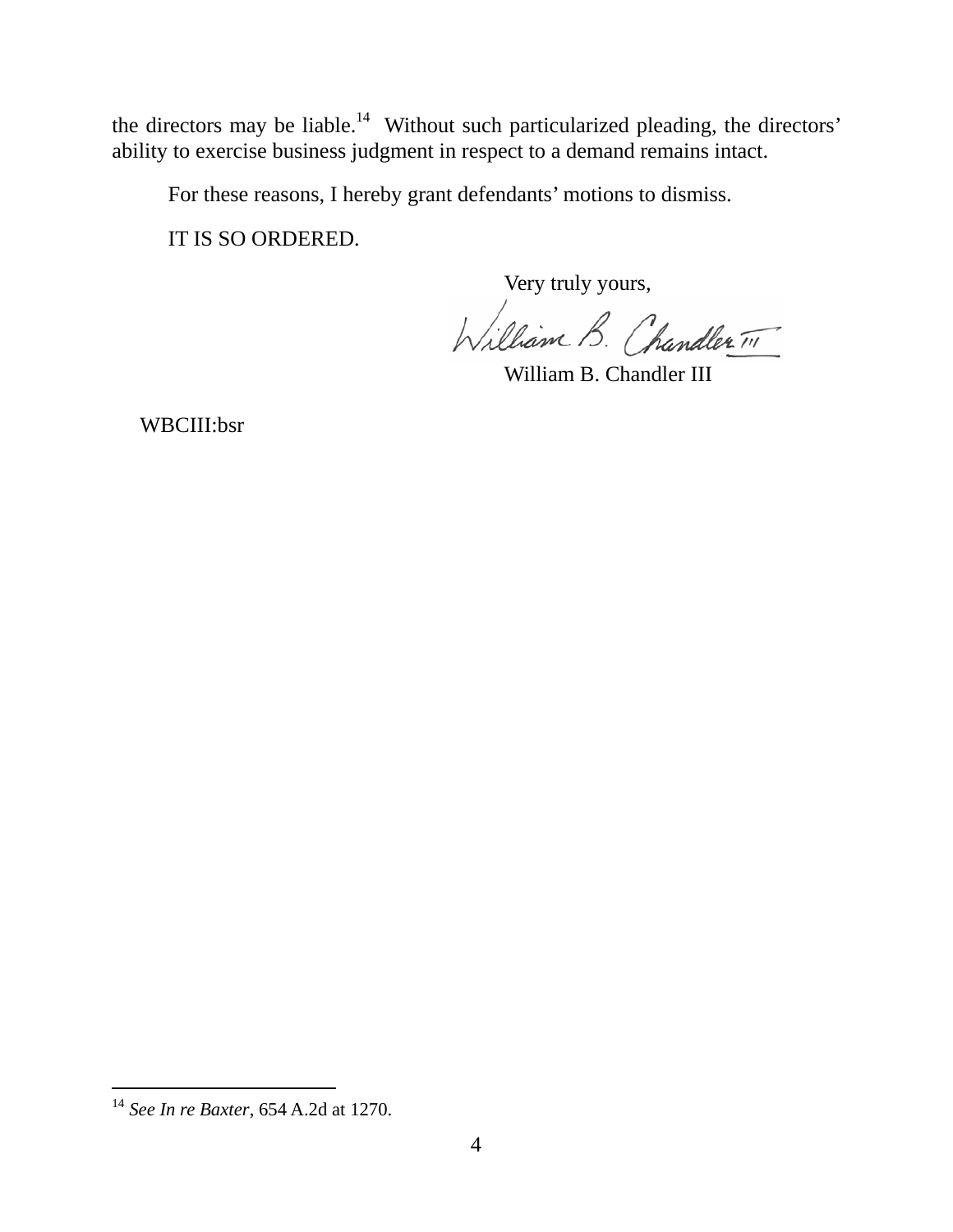the directors may be liable.[14] Without such particularized pleading, the directors' ability to exercise business judgment in respect to a demand remains intact.

For these reasons, I hereby grant defendants' motions to dismiss.

IT IS SO ORDERED.

Very truly yours,

William B. Chandler III

WBCIII:bsr

[14] *See In re Baxter*, 654 A.2d at 1270.